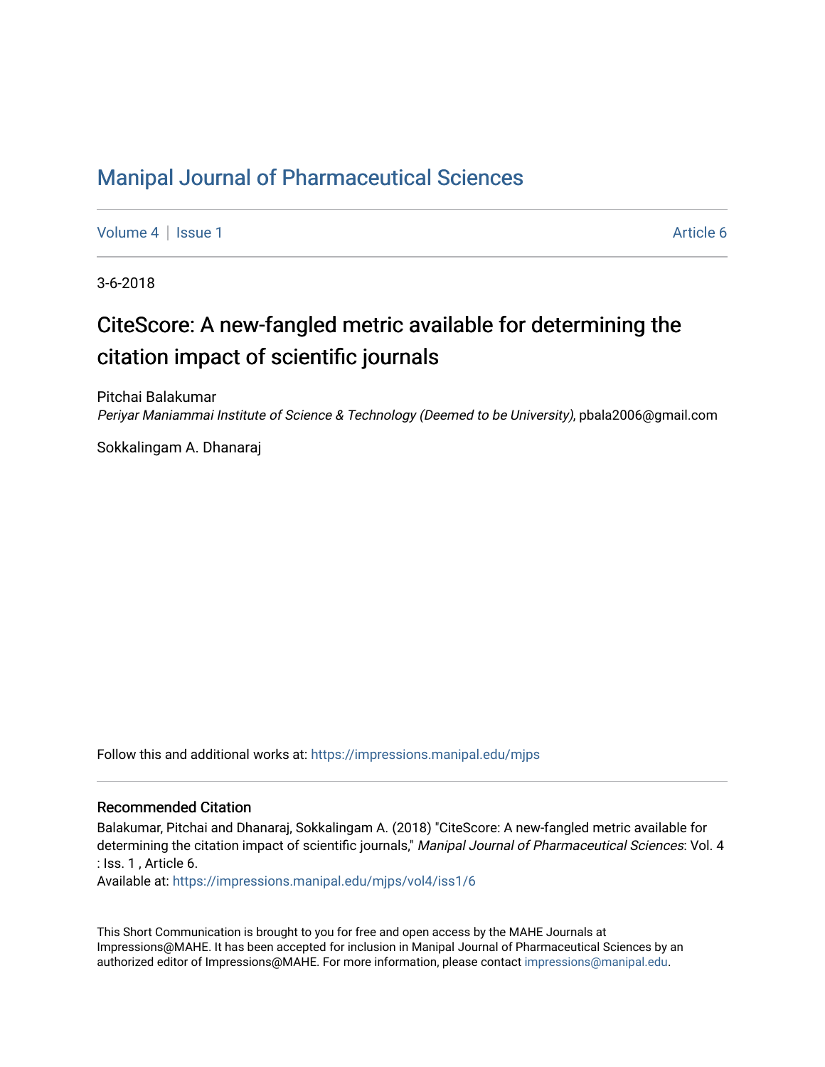# Manipal Journal of Pharmaceutical Sciences

Volume 4 | Issue 1 Article 6

3-6-2018

## CiteScore: A new-fangled metric available for determining the citation impact of scientific journals

Pitchai Balakumar
*Periyar Maniammai Institute of Science & Technology (Deemed to be University)*, pbala2006@gmail.com

Sokkalingam A. Dhanaraj

Follow this and additional works at: https://impressions.manipal.edu/mjps

### Recommended Citation

Balakumar, Pitchai and Dhanaraj, Sokkalingam A. (2018) "CiteScore: A new-fangled metric available for determining the citation impact of scientific journals," *Manipal Journal of Pharmaceutical Sciences*: Vol. 4 : Iss. 1 , Article 6.
Available at: https://impressions.manipal.edu/mjps/vol4/iss1/6

This Short Communication is brought to you for free and open access by the MAHE Journals at Impressions@MAHE. It has been accepted for inclusion in Manipal Journal of Pharmaceutical Sciences by an authorized editor of Impressions@MAHE. For more information, please contact impressions@manipal.edu.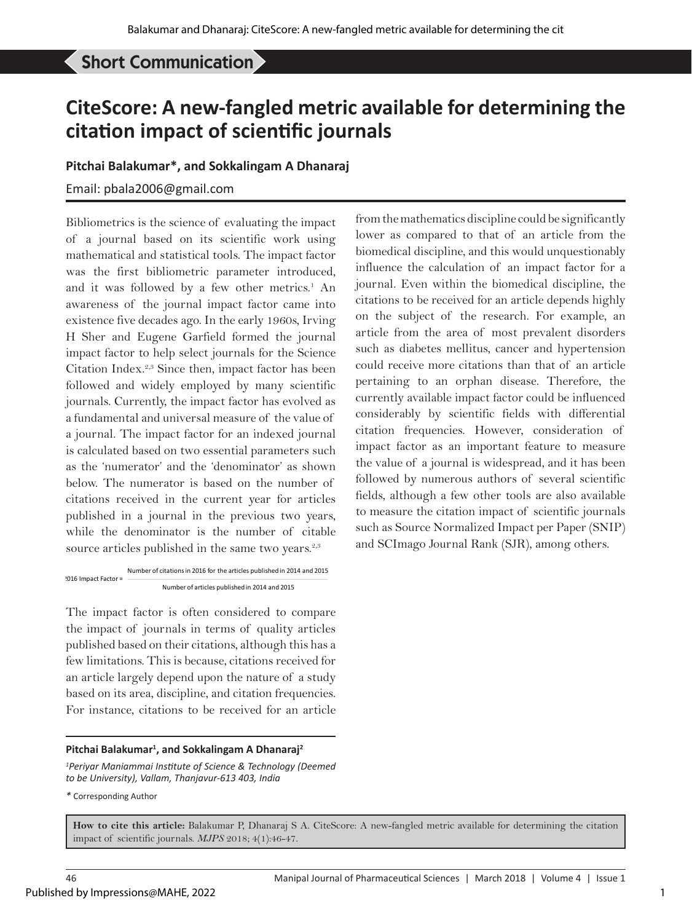## Short Communication

# CiteScore: A new-fangled metric available for determining the citation impact of scientific journals

**Pitchai Balakumar*, and Sokkalingam A Dhanaraj**

Email: pbala2006@gmail.com

Bibliometrics is the science of evaluating the impact of a journal based on its scientific work using mathematical and statistical tools. The impact factor was the first bibliometric parameter introduced, and it was followed by a few other metrics.[1] An awareness of the journal impact factor came into existence five decades ago. In the early 1960s, Irving H Sher and Eugene Garfield formed the journal impact factor to help select journals for the Science Citation Index.[2,3] Since then, impact factor has been followed and widely employed by many scientific journals. Currently, the impact factor has evolved as a fundamental and universal measure of the value of a journal. The impact factor for an indexed journal is calculated based on two essential parameters such as the 'numerator' and the 'denominator' as shown below. The numerator is based on the number of citations received in the current year for articles published in a journal in the previous two years, while the denominator is the number of citable source articles published in the same two years.[2,3]

$$\text{2016 Impact Factor} = \frac{\text{Number of citations in 2016 for the articles published in 2014 and 2015}}{\text{Number of articles published in 2014 and 2015}}$$

The impact factor is often considered to compare the impact of journals in terms of quality articles published based on their citations, although this has a few limitations. This is because, citations received for an article largely depend upon the nature of a study based on its area, discipline, and citation frequencies. For instance, citations to be received for an article from the mathematics discipline could be significantly lower as compared to that of an article from the biomedical discipline, and this would unquestionably influence the calculation of an impact factor for a journal. Even within the biomedical discipline, the citations to be received for an article depends highly on the subject of the research. For example, an article from the area of most prevalent disorders such as diabetes mellitus, cancer and hypertension could receive more citations than that of an article pertaining to an orphan disease. Therefore, the currently available impact factor could be influenced considerably by scientific fields with differential citation frequencies. However, consideration of impact factor as an important feature to measure the value of a journal is widespread, and it has been followed by numerous authors of several scientific fields, although a few other tools are also available to measure the citation impact of scientific journals such as Source Normalized Impact per Paper (SNIP) and SCImago Journal Rank (SJR), among others.

---

**Pitchai Balakumar[1], and Sokkalingam A Dhanaraj[2]**

*[1]Periyar Maniammai Institute of Science & Technology (Deemed to be University), Vallam, Thanjavur-613 403, India*

\* Corresponding Author

**How to cite this article:** Balakumar P, Dhanaraj S A. CiteScore: A new-fangled metric available for determining the citation impact of scientific journals. *MJPS* 2018; 4(1):46-47.